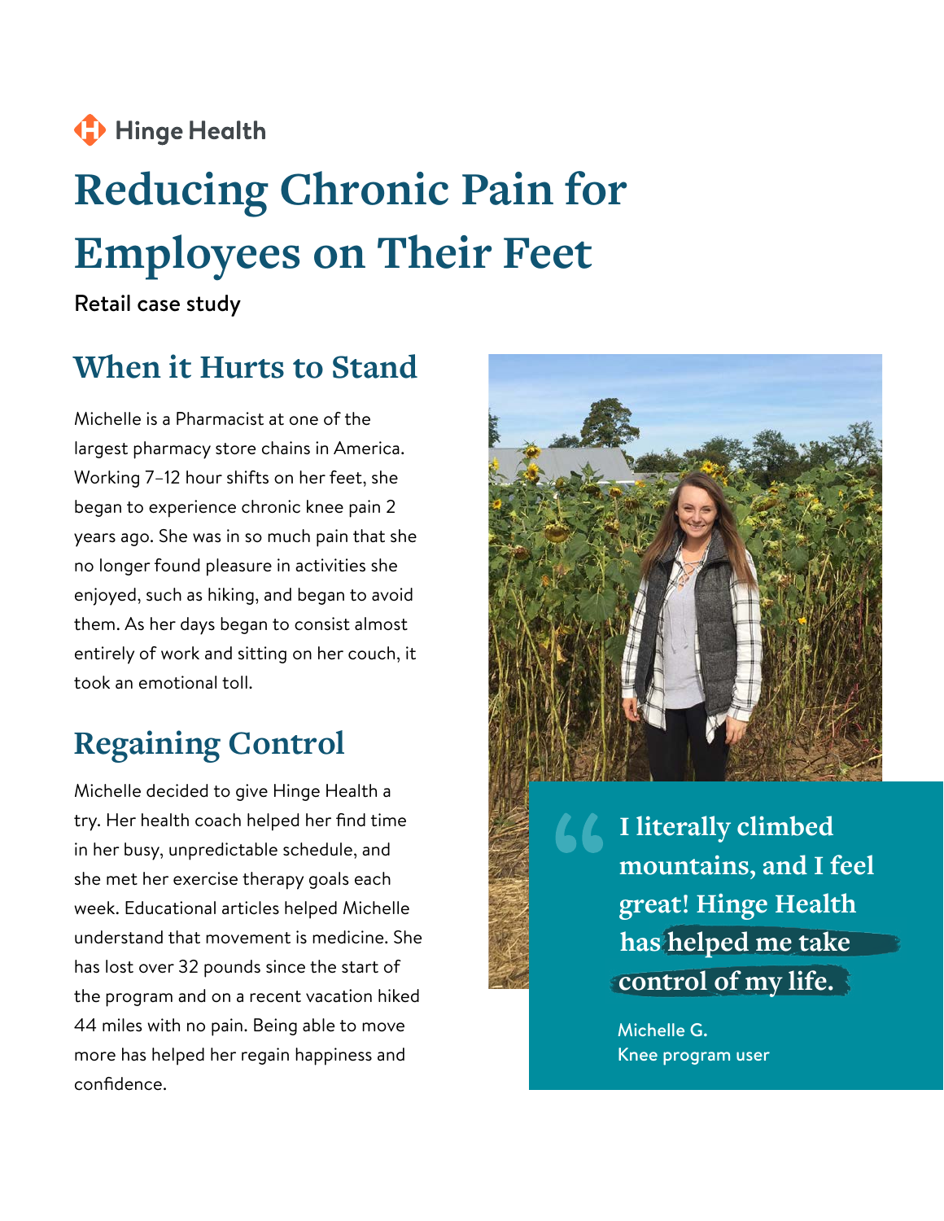Hinge Health

# Reducing Chronic Pain for Employees on Their Feet

Retail case study

## When it Hurts to Stand

Michelle is a Pharmacist at one of the largest pharmacy store chains in America. Working 7–12 hour shifts on her feet, she began to experience chronic knee pain 2 years ago. She was in so much pain that she no longer found pleasure in activities she enjoyed, such as hiking, and began to avoid them. As her days began to consist almost entirely of work and sitting on her couch, it took an emotional toll.

## Regaining Control

Michelle decided to give Hinge Health a try. Her health coach helped her find time in her busy, unpredictable schedule, and she met her exercise therapy goals each week. Educational articles helped Michelle understand that movement is medicine. She has lost over 32 pounds since the start of the program and on a recent vacation hiked 44 miles with no pain. Being able to move more has helped her regain happiness and confidence.

> **"I literally climbed mountains, and I feel great! Hinge Health has helped me take control of my life."**
>
> Michelle G.
> Knee program user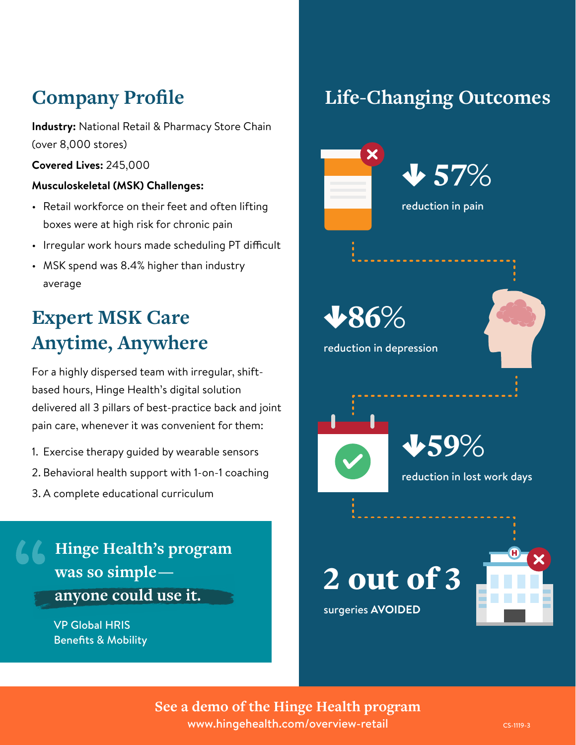## Company Profile

**Industry:** National Retail & Pharmacy Store Chain (over 8,000 stores)

**Covered Lives:** 245,000

**Musculoskeletal (MSK) Challenges:**

- Retail workforce on their feet and often lifting boxes were at high risk for chronic pain
- Irregular work hours made scheduling PT difficult
- MSK spend was 8.4% higher than industry average

## Expert MSK Care Anytime, Anywhere

For a highly dispersed team with irregular, shift-based hours, Hinge Health's digital solution delivered all 3 pillars of best-practice back and joint pain care, whenever it was convenient for them:

1. Exercise therapy guided by wearable sensors
2. Behavioral health support with 1-on-1 coaching
3. A complete educational curriculum

> "Hinge Health's program was so simple— anyone could use it."
>
> VP Global HRIS
> Benefits & Mobility

## Life-Changing Outcomes

↓ 57%

reduction in pain

↓86%

reduction in depression

↓59%

reduction in lost work days

2 out of 3

surgeries AVOIDED

**See a demo of the Hinge Health program**

www.hingehealth.com/overview-retail

CS-1119-3